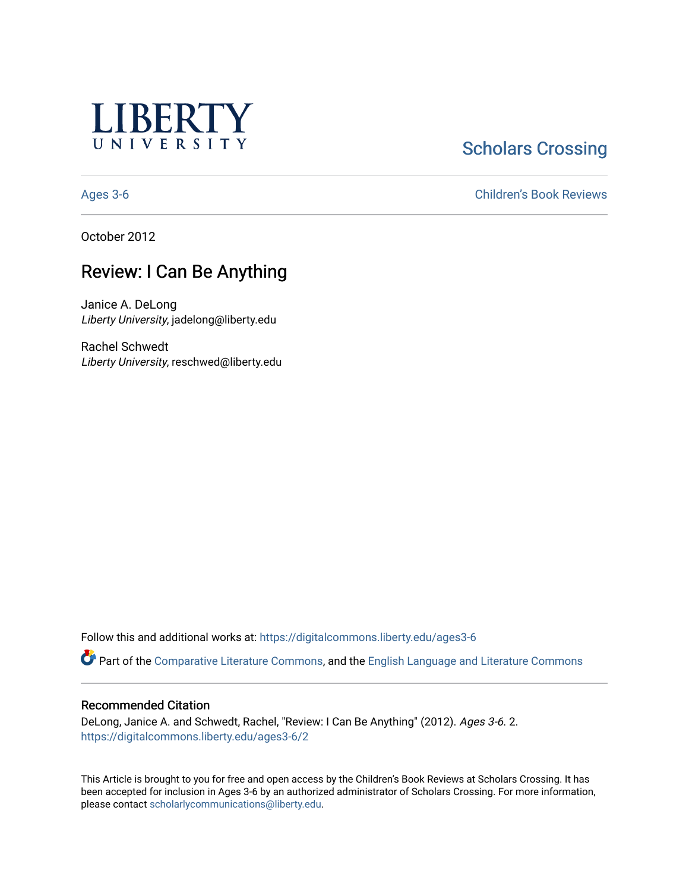LIBERTY UNIVERSITY

Scholars Crossing

Ages 3-6 | Children's Book Reviews

October 2012

# Review: I Can Be Anything

Janice A. DeLong
*Liberty University*, jadelong@liberty.edu

Rachel Schwedt
*Liberty University*, reschwed@liberty.edu

Follow this and additional works at: https://digitalcommons.liberty.edu/ages3-6

Part of the Comparative Literature Commons, and the English Language and Literature Commons

## Recommended Citation

DeLong, Janice A. and Schwedt, Rachel, "Review: I Can Be Anything" (2012). *Ages 3-6*. 2.
https://digitalcommons.liberty.edu/ages3-6/2

This Article is brought to you for free and open access by the Children's Book Reviews at Scholars Crossing. It has been accepted for inclusion in Ages 3-6 by an authorized administrator of Scholars Crossing. For more information, please contact scholarlycommunications@liberty.edu.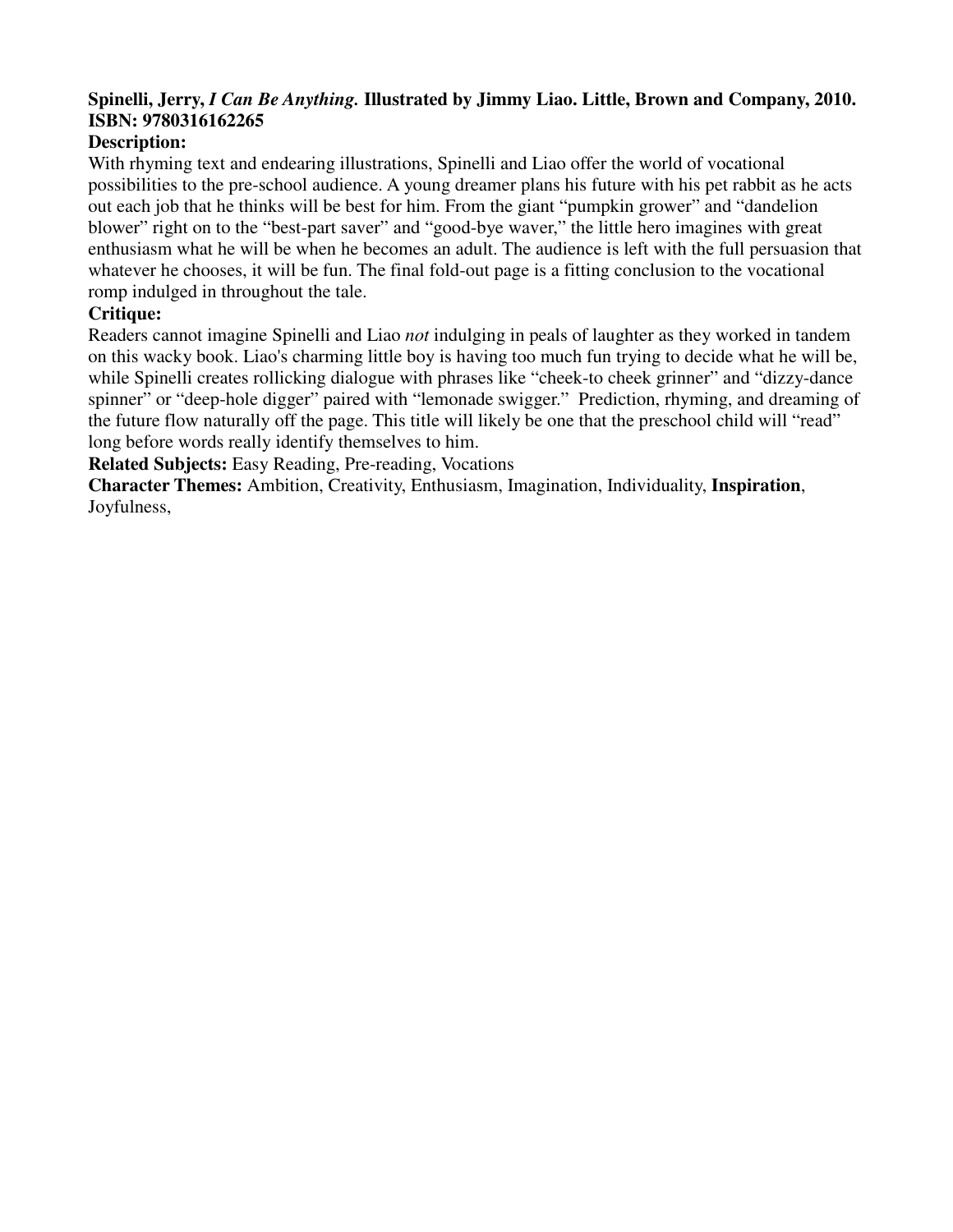**Spinelli, Jerry, *I Can Be Anything.* Illustrated by Jimmy Liao. Little, Brown and Company, 2010. ISBN: 9780316162265**

**Description:**

With rhyming text and endearing illustrations, Spinelli and Liao offer the world of vocational possibilities to the pre-school audience. A young dreamer plans his future with his pet rabbit as he acts out each job that he thinks will be best for him. From the giant "pumpkin grower" and "dandelion blower" right on to the "best-part saver" and "good-bye waver," the little hero imagines with great enthusiasm what he will be when he becomes an adult. The audience is left with the full persuasion that whatever he chooses, it will be fun. The final fold-out page is a fitting conclusion to the vocational romp indulged in throughout the tale.

**Critique:**

Readers cannot imagine Spinelli and Liao *not* indulging in peals of laughter as they worked in tandem on this wacky book. Liao's charming little boy is having too much fun trying to decide what he will be, while Spinelli creates rollicking dialogue with phrases like "cheek-to cheek grinner" and "dizzy-dance spinner" or "deep-hole digger" paired with "lemonade swigger." Prediction, rhyming, and dreaming of the future flow naturally off the page. This title will likely be one that the preschool child will "read" long before words really identify themselves to him.

**Related Subjects:** Easy Reading, Pre-reading, Vocations

**Character Themes:** Ambition, Creativity, Enthusiasm, Imagination, Individuality, **Inspiration**, Joyfulness,